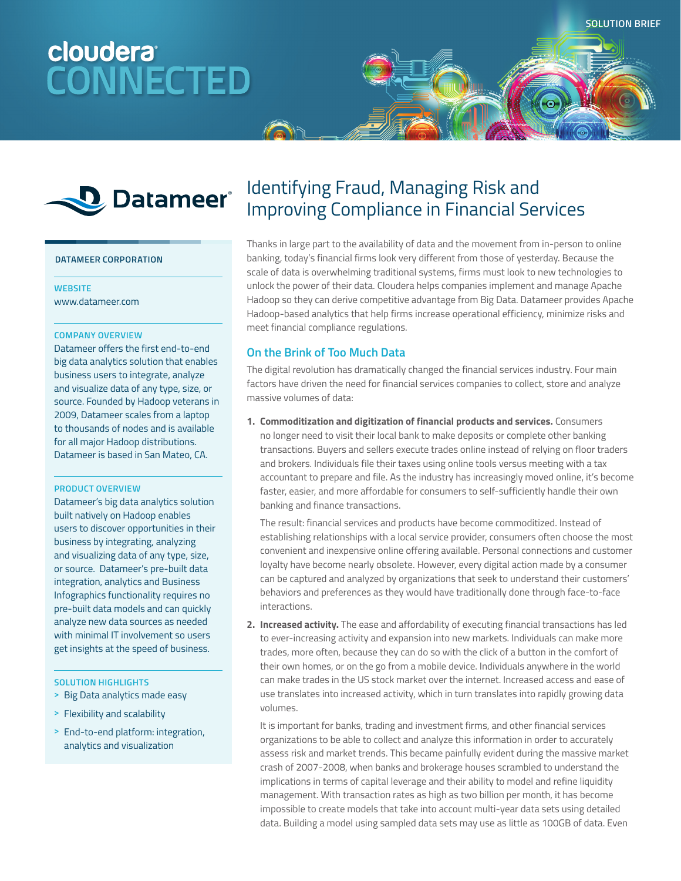SOLUTION BRIEF

cloudera CONNECTED

Datameer

# Identifying Fraud, Managing Risk and Improving Compliance in Financial Services

**DATAMEER CORPORATION**

**WEBSITE**
www.datameer.com

**COMPANY OVERVIEW**
Datameer offers the first end-to-end big data analytics solution that enables business users to integrate, analyze and visualize data of any type, size, or source. Founded by Hadoop veterans in 2009, Datameer scales from a laptop to thousands of nodes and is available for all major Hadoop distributions. Datameer is based in San Mateo, CA.

**PRODUCT OVERVIEW**
Datameer's big data analytics solution built natively on Hadoop enables business users to discover opportunities in their business by integrating, analyzing and visualizing data of any type, size, or source. Datameer's pre-built data integration, analytics and Business Infographics functionality requires no pre-built data models and can quickly analyze new data sources as needed with minimal IT involvement so users get insights at the speed of business.

**SOLUTION HIGHLIGHTS**
- Big Data analytics made easy
- Flexibility and scalability
- End-to-end platform: integration, analytics and visualization

Thanks in large part to the availability of data and the movement from in-person to online banking, today's financial firms look very different from those of yesterday. Because the scale of data is overwhelming traditional systems, firms must look to new technologies to unlock the power of their data. Cloudera helps companies implement and manage Apache Hadoop so they can derive competitive advantage from Big Data. Datameer provides Apache Hadoop-based analytics that help firms increase operational efficiency, minimize risks and meet financial compliance regulations.

## On the Brink of Too Much Data

The digital revolution has dramatically changed the financial services industry. Four main factors have driven the need for financial services companies to collect, store and analyze massive volumes of data:

1. **Commoditization and digitization of financial products and services.** Consumers no longer need to visit their local bank to make deposits or complete other banking transactions. Buyers and sellers execute trades online instead of relying on floor traders and brokers. Individuals file their taxes using online tools versus meeting with a tax accountant to prepare and file. As the industry has increasingly moved online, it's become faster, easier, and more affordable for consumers to self-sufficiently handle their own banking and finance transactions.

   The result: financial services and products have become commoditized. Instead of establishing relationships with a local service provider, consumers often choose the most convenient and inexpensive online offering available. Personal connections and customer loyalty have become nearly obsolete. However, every digital action made by a consumer can be captured and analyzed by organizations that seek to understand their customers' behaviors and preferences as they would have traditionally done through face-to-face interactions.

2. **Increased activity.** The ease and affordability of executing financial transactions has led to ever-increasing activity and expansion into new markets. Individuals can make more trades, more often, because they can do so with the click of a button in the comfort of their own homes, or on the go from a mobile device. Individuals anywhere in the world can make trades in the US stock market over the internet. Increased access and ease of use translates into increased activity, which in turn translates into rapidly growing data volumes.

   It is important for banks, trading and investment firms, and other financial services organizations to be able to collect and analyze this information in order to accurately assess risk and market trends. This became painfully evident during the massive market crash of 2007-2008, when banks and brokerage houses scrambled to understand the implications in terms of capital leverage and their ability to model and refine liquidity management. With transaction rates as high as two billion per month, it has become impossible to create models that take into account multi-year data sets using detailed data. Building a model using sampled data sets may use as little as 100GB of data. Even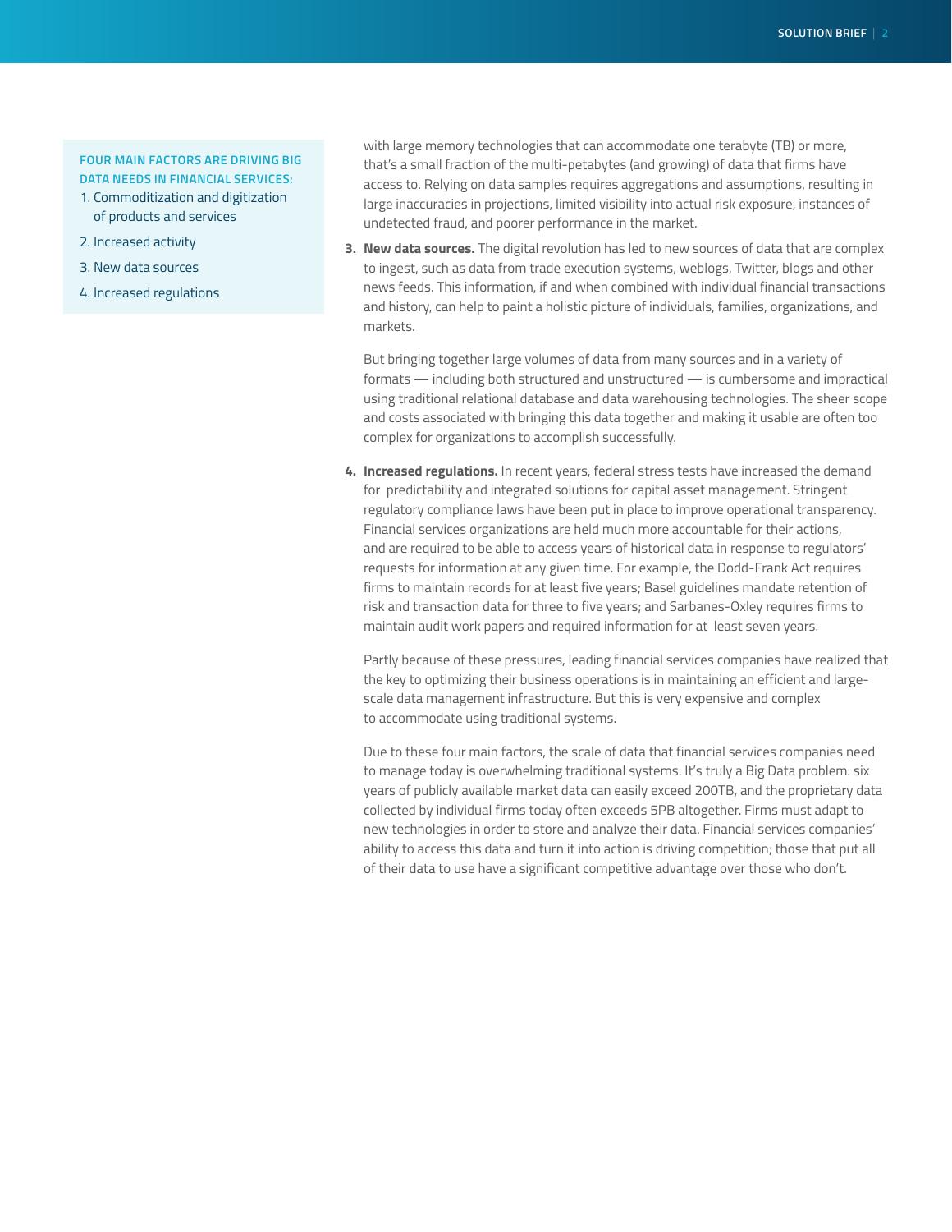**FOUR MAIN FACTORS ARE DRIVING BIG DATA NEEDS IN FINANCIAL SERVICES:**

1. Commoditization and digitization of products and services
2. Increased activity
3. New data sources
4. Increased regulations

with large memory technologies that can accommodate one terabyte (TB) or more, that's a small fraction of the multi-petabytes (and growing) of data that firms have access to. Relying on data samples requires aggregations and assumptions, resulting in large inaccuracies in projections, limited visibility into actual risk exposure, instances of undetected fraud, and poorer performance in the market.

3. **New data sources.** The digital revolution has led to new sources of data that are complex to ingest, such as data from trade execution systems, weblogs, Twitter, blogs and other news feeds. This information, if and when combined with individual financial transactions and history, can help to paint a holistic picture of individuals, families, organizations, and markets.

   But bringing together large volumes of data from many sources and in a variety of formats — including both structured and unstructured — is cumbersome and impractical using traditional relational database and data warehousing technologies. The sheer scope and costs associated with bringing this data together and making it usable are often too complex for organizations to accomplish successfully.

4. **Increased regulations.** In recent years, federal stress tests have increased the demand for predictability and integrated solutions for capital asset management. Stringent regulatory compliance laws have been put in place to improve operational transparency. Financial services organizations are held much more accountable for their actions, and are required to be able to access years of historical data in response to regulators' requests for information at any given time. For example, the Dodd-Frank Act requires firms to maintain records for at least five years; Basel guidelines mandate retention of risk and transaction data for three to five years; and Sarbanes-Oxley requires firms to maintain audit work papers and required information for at least seven years.

   Partly because of these pressures, leading financial services companies have realized that the key to optimizing their business operations is in maintaining an efficient and large-scale data management infrastructure. But this is very expensive and complex to accommodate using traditional systems.

   Due to these four main factors, the scale of data that financial services companies need to manage today is overwhelming traditional systems. It's truly a Big Data problem: six years of publicly available market data can easily exceed 200TB, and the proprietary data collected by individual firms today often exceeds 5PB altogether. Firms must adapt to new technologies in order to store and analyze their data. Financial services companies' ability to access this data and turn it into action is driving competition; those that put all of their data to use have a significant competitive advantage over those who don't.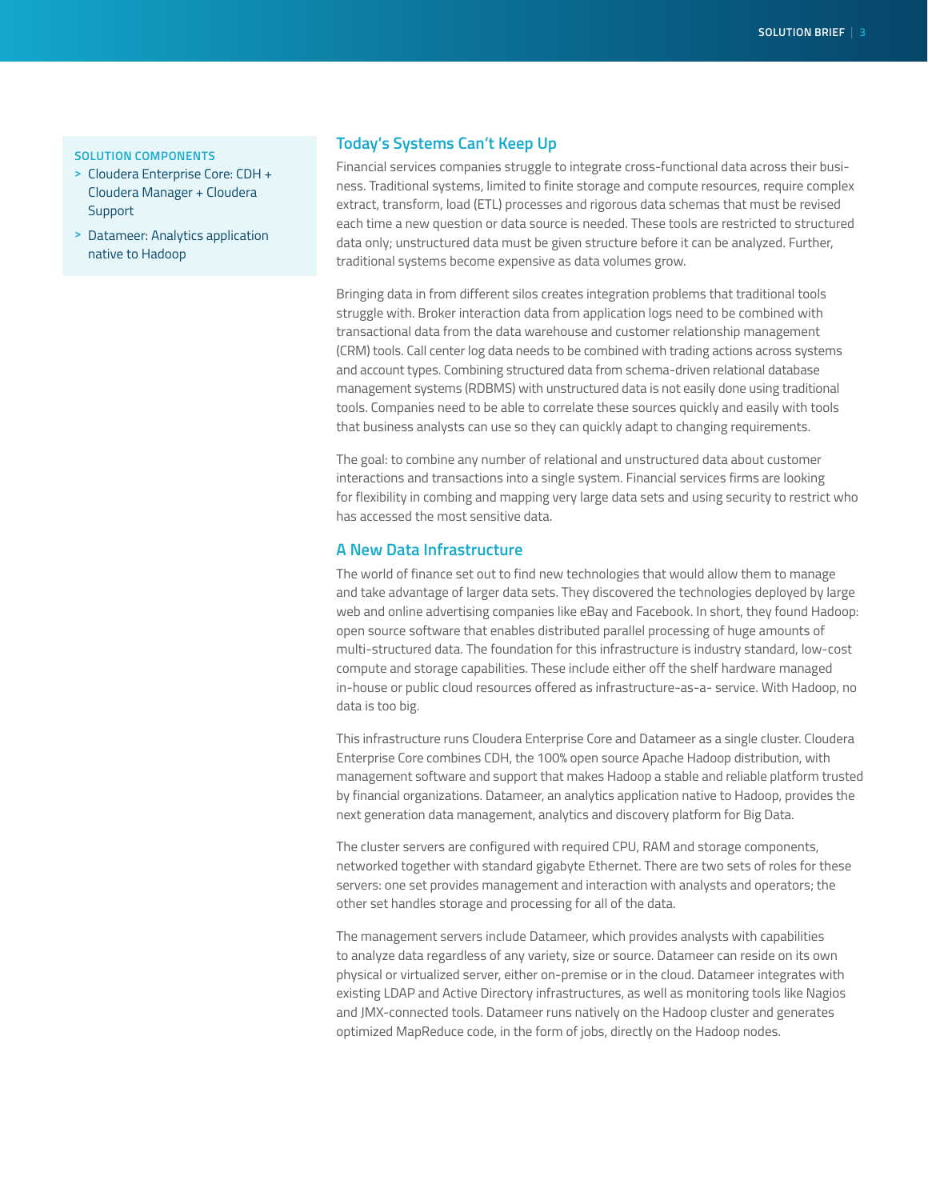**SOLUTION COMPONENTS**

- Cloudera Enterprise Core: CDH + Cloudera Manager + Cloudera Support
- Datameer: Analytics application native to Hadoop

## Today's Systems Can't Keep Up

Financial services companies struggle to integrate cross-functional data across their business. Traditional systems, limited to finite storage and compute resources, require complex extract, transform, load (ETL) processes and rigorous data schemas that must be revised each time a new question or data source is needed. These tools are restricted to structured data only; unstructured data must be given structure before it can be analyzed. Further, traditional systems become expensive as data volumes grow.

Bringing data in from different silos creates integration problems that traditional tools struggle with. Broker interaction data from application logs need to be combined with transactional data from the data warehouse and customer relationship management (CRM) tools. Call center log data needs to be combined with trading actions across systems and account types. Combining structured data from schema-driven relational database management systems (RDBMS) with unstructured data is not easily done using traditional tools. Companies need to be able to correlate these sources quickly and easily with tools that business analysts can use so they can quickly adapt to changing requirements.

The goal: to combine any number of relational and unstructured data about customer interactions and transactions into a single system. Financial services firms are looking for flexibility in combing and mapping very large data sets and using security to restrict who has accessed the most sensitive data.

## A New Data Infrastructure

The world of finance set out to find new technologies that would allow them to manage and take advantage of larger data sets. They discovered the technologies deployed by large web and online advertising companies like eBay and Facebook. In short, they found Hadoop: open source software that enables distributed parallel processing of huge amounts of multi-structured data. The foundation for this infrastructure is industry standard, low-cost compute and storage capabilities. These include either off the shelf hardware managed in-house or public cloud resources offered as infrastructure-as-a- service. With Hadoop, no data is too big.

This infrastructure runs Cloudera Enterprise Core and Datameer as a single cluster. Cloudera Enterprise Core combines CDH, the 100% open source Apache Hadoop distribution, with management software and support that makes Hadoop a stable and reliable platform trusted by financial organizations. Datameer, an analytics application native to Hadoop, provides the next generation data management, analytics and discovery platform for Big Data.

The cluster servers are configured with required CPU, RAM and storage components, networked together with standard gigabyte Ethernet. There are two sets of roles for these servers: one set provides management and interaction with analysts and operators; the other set handles storage and processing for all of the data.

The management servers include Datameer, which provides analysts with capabilities to analyze data regardless of any variety, size or source. Datameer can reside on its own physical or virtualized server, either on-premise or in the cloud. Datameer integrates with existing LDAP and Active Directory infrastructures, as well as monitoring tools like Nagios and JMX-connected tools. Datameer runs natively on the Hadoop cluster and generates optimized MapReduce code, in the form of jobs, directly on the Hadoop nodes.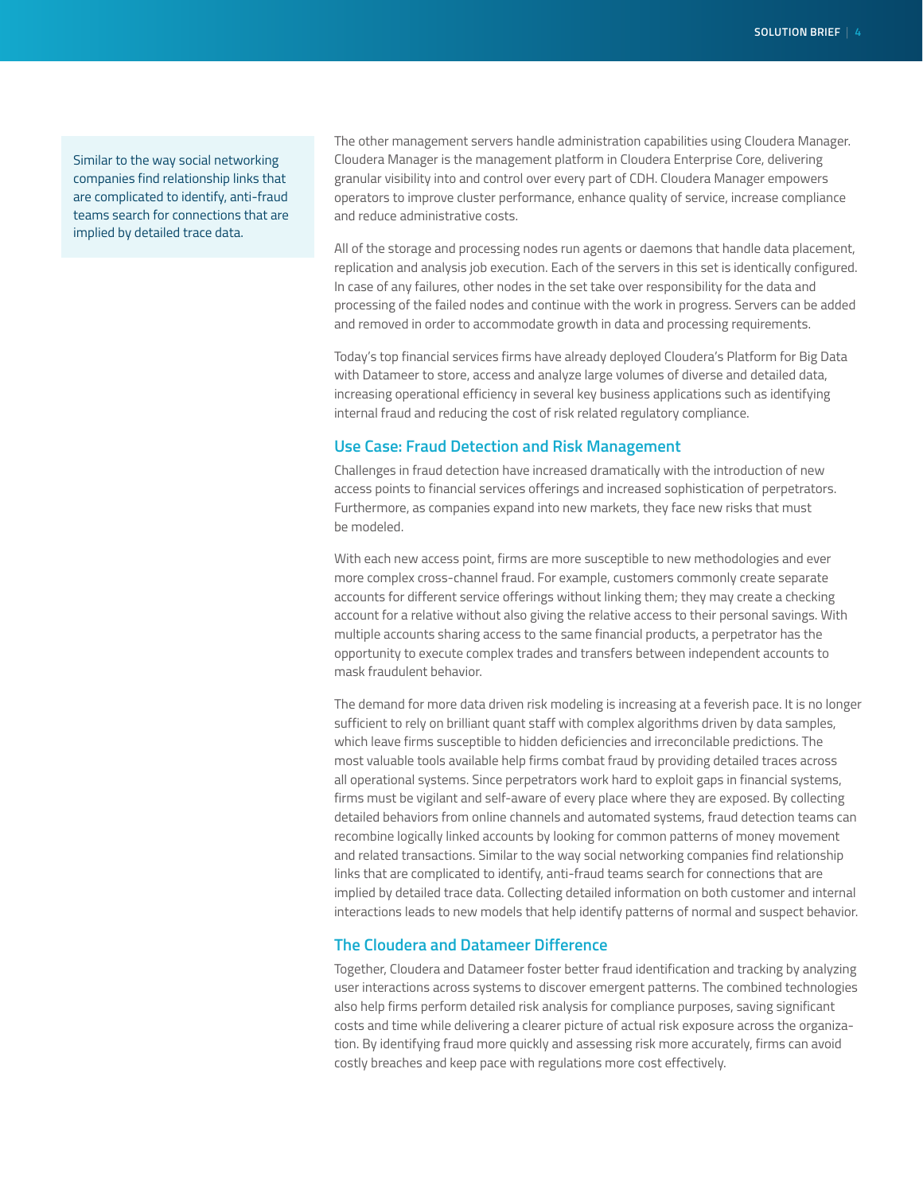> Similar to the way social networking companies find relationship links that are complicated to identify, anti-fraud teams search for connections that are implied by detailed trace data.

The other management servers handle administration capabilities using Cloudera Manager. Cloudera Manager is the management platform in Cloudera Enterprise Core, delivering granular visibility into and control over every part of CDH. Cloudera Manager empowers operators to improve cluster performance, enhance quality of service, increase compliance and reduce administrative costs.

All of the storage and processing nodes run agents or daemons that handle data placement, replication and analysis job execution. Each of the servers in this set is identically configured. In case of any failures, other nodes in the set take over responsibility for the data and processing of the failed nodes and continue with the work in progress. Servers can be added and removed in order to accommodate growth in data and processing requirements.

Today's top financial services firms have already deployed Cloudera's Platform for Big Data with Datameer to store, access and analyze large volumes of diverse and detailed data, increasing operational efficiency in several key business applications such as identifying internal fraud and reducing the cost of risk related regulatory compliance.

### Use Case: Fraud Detection and Risk Management

Challenges in fraud detection have increased dramatically with the introduction of new access points to financial services offerings and increased sophistication of perpetrators. Furthermore, as companies expand into new markets, they face new risks that must be modeled.

With each new access point, firms are more susceptible to new methodologies and ever more complex cross-channel fraud. For example, customers commonly create separate accounts for different service offerings without linking them; they may create a checking account for a relative without also giving the relative access to their personal savings. With multiple accounts sharing access to the same financial products, a perpetrator has the opportunity to execute complex trades and transfers between independent accounts to mask fraudulent behavior.

The demand for more data driven risk modeling is increasing at a feverish pace. It is no longer sufficient to rely on brilliant quant staff with complex algorithms driven by data samples, which leave firms susceptible to hidden deficiencies and irreconcilable predictions. The most valuable tools available help firms combat fraud by providing detailed traces across all operational systems. Since perpetrators work hard to exploit gaps in financial systems, firms must be vigilant and self-aware of every place where they are exposed. By collecting detailed behaviors from online channels and automated systems, fraud detection teams can recombine logically linked accounts by looking for common patterns of money movement and related transactions. Similar to the way social networking companies find relationship links that are complicated to identify, anti-fraud teams search for connections that are implied by detailed trace data. Collecting detailed information on both customer and internal interactions leads to new models that help identify patterns of normal and suspect behavior.

### The Cloudera and Datameer Difference

Together, Cloudera and Datameer foster better fraud identification and tracking by analyzing user interactions across systems to discover emergent patterns. The combined technologies also help firms perform detailed risk analysis for compliance purposes, saving significant costs and time while delivering a clearer picture of actual risk exposure across the organization. By identifying fraud more quickly and assessing risk more accurately, firms can avoid costly breaches and keep pace with regulations more cost effectively.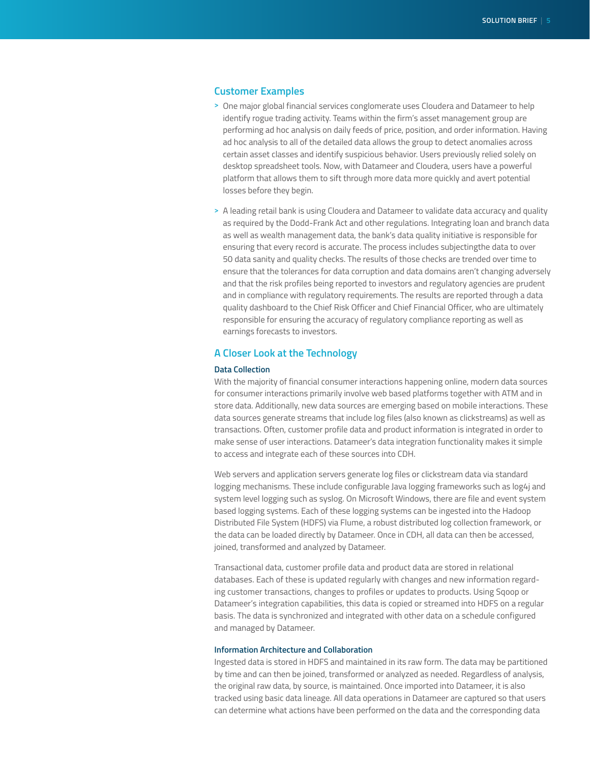## Customer Examples

- One major global financial services conglomerate uses Cloudera and Datameer to help identify rogue trading activity. Teams within the firm's asset management group are performing ad hoc analysis on daily feeds of price, position, and order information. Having ad hoc analysis to all of the detailed data allows the group to detect anomalies across certain asset classes and identify suspicious behavior. Users previously relied solely on desktop spreadsheet tools. Now, with Datameer and Cloudera, users have a powerful platform that allows them to sift through more data more quickly and avert potential losses before they begin.

- A leading retail bank is using Cloudera and Datameer to validate data accuracy and quality as required by the Dodd-Frank Act and other regulations. Integrating loan and branch data as well as wealth management data, the bank's data quality initiative is responsible for ensuring that every record is accurate. The process includes subjectingthe data to over 50 data sanity and quality checks. The results of those checks are trended over time to ensure that the tolerances for data corruption and data domains aren't changing adversely and that the risk profiles being reported to investors and regulatory agencies are prudent and in compliance with regulatory requirements. The results are reported through a data quality dashboard to the Chief Risk Officer and Chief Financial Officer, who are ultimately responsible for ensuring the accuracy of regulatory compliance reporting as well as earnings forecasts to investors.

## A Closer Look at the Technology

### Data Collection

With the majority of financial consumer interactions happening online, modern data sources for consumer interactions primarily involve web based platforms together with ATM and in store data. Additionally, new data sources are emerging based on mobile interactions. These data sources generate streams that include log files (also known as clickstreams) as well as transactions. Often, customer profile data and product information is integrated in order to make sense of user interactions. Datameer's data integration functionality makes it simple to access and integrate each of these sources into CDH.

Web servers and application servers generate log files or clickstream data via standard logging mechanisms. These include configurable Java logging frameworks such as log4j and system level logging such as syslog. On Microsoft Windows, there are file and event system based logging systems. Each of these logging systems can be ingested into the Hadoop Distributed File System (HDFS) via Flume, a robust distributed log collection framework, or the data can be loaded directly by Datameer. Once in CDH, all data can then be accessed, joined, transformed and analyzed by Datameer.

Transactional data, customer profile data and product data are stored in relational databases. Each of these is updated regularly with changes and new information regarding customer transactions, changes to profiles or updates to products. Using Sqoop or Datameer's integration capabilities, this data is copied or streamed into HDFS on a regular basis. The data is synchronized and integrated with other data on a schedule configured and managed by Datameer.

### Information Architecture and Collaboration

Ingested data is stored in HDFS and maintained in its raw form. The data may be partitioned by time and can then be joined, transformed or analyzed as needed. Regardless of analysis, the original raw data, by source, is maintained. Once imported into Datameer, it is also tracked using basic data lineage. All data operations in Datameer are captured so that users can determine what actions have been performed on the data and the corresponding data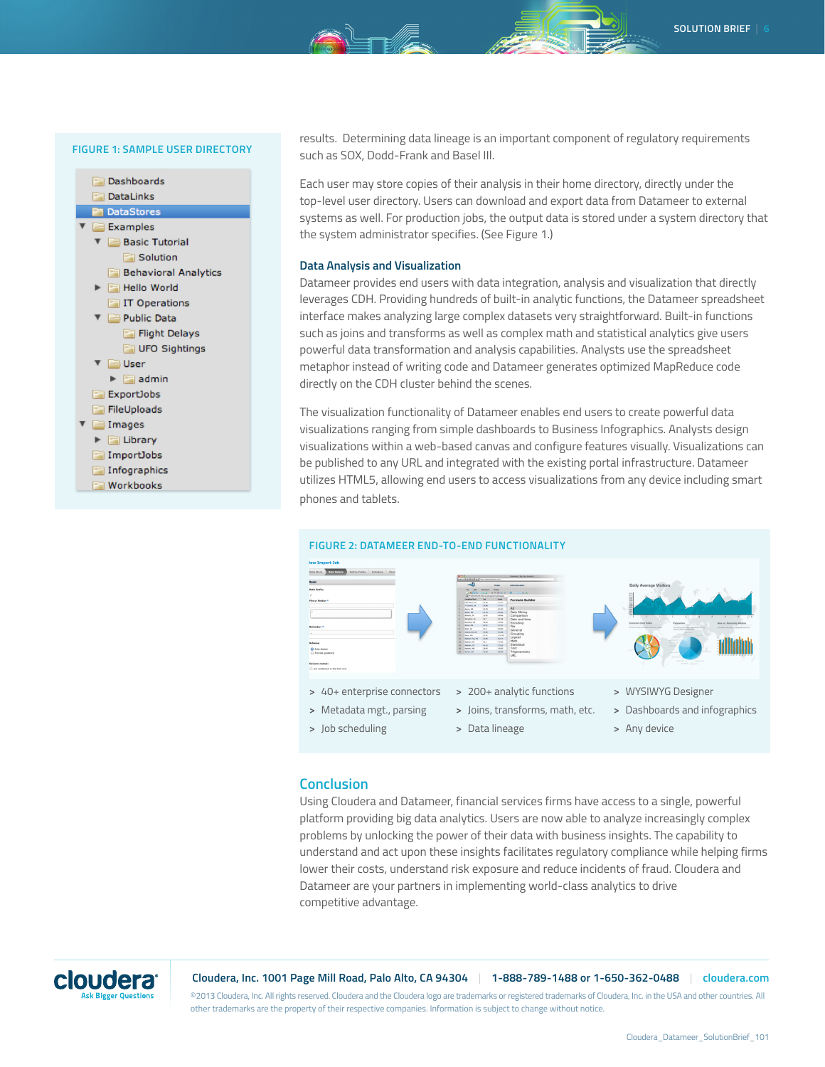FIGURE 1: SAMPLE USER DIRECTORY

- Dashboards
- DataLinks
- DataStores
- Examples
  - Basic Tutorial
    - Solution
  - Behavioral Analytics
  - Hello World
  - IT Operations
  - Public Data
    - Flight Delays
    - UFO Sightings
  - User
    - admin
- ExportJobs
- FileUploads
- Images
  - Library
- ImportJobs
- Infographics
- Workbooks

results. Determining data lineage is an important component of regulatory requirements such as SOX, Dodd-Frank and Basel III.

Each user may store copies of their analysis in their home directory, directly under the top-level user directory. Users can download and export data from Datameer to external systems as well. For production jobs, the output data is stored under a system directory that the system administrator specifies. (See Figure 1.)

### Data Analysis and Visualization

Datameer provides end users with data integration, analysis and visualization that directly leverages CDH. Providing hundreds of built-in analytic functions, the Datameer spreadsheet interface makes analyzing large complex datasets very straightforward. Built-in functions such as joins and transforms as well as complex math and statistical analytics give users powerful data transformation and analysis capabilities. Analysts use the spreadsheet metaphor instead of writing code and Datameer generates optimized MapReduce code directly on the CDH cluster behind the scenes.

The visualization functionality of Datameer enables end users to create powerful data visualizations ranging from simple dashboards to Business Infographics. Analysts design visualizations within a web-based canvas and configure features visually. Visualizations can be published to any URL and integrated with the existing portal infrastructure. Datameer utilizes HTML5, allowing end users to access visualizations from any device including smart phones and tablets.

FIGURE 2: DATAMEER END-TO-END FUNCTIONALITY

> 40+ enterprise connectors
> Metadata mgt., parsing
> Job scheduling

> 200+ analytic functions
> Joins, transforms, math, etc.
> Data lineage

> WYSIWYG Designer
> Dashboards and infographics
> Any device

## Conclusion

Using Cloudera and Datameer, financial services firms have access to a single, powerful platform providing big data analytics. Users are now able to analyze increasingly complex problems by unlocking the power of their data with business insights. The capability to understand and act upon these insights facilitates regulatory compliance while helping firms lower their costs, understand risk exposure and reduce incidents of fraud. Cloudera and Datameer are your partners in implementing world-class analytics to drive competitive advantage.

cloudera
Ask Bigger Questions

**Cloudera, Inc. 1001 Page Mill Road, Palo Alto, CA 94304 | 1-888-789-1488 or 1-650-362-0488 | cloudera.com**

©2013 Cloudera, Inc. All rights reserved. Cloudera and the Cloudera logo are trademarks or registered trademarks of Cloudera, Inc. in the USA and other countries. All other trademarks are the property of their respective companies. Information is subject to change without notice.

Cloudera_Datameer_SolutionBrief_101